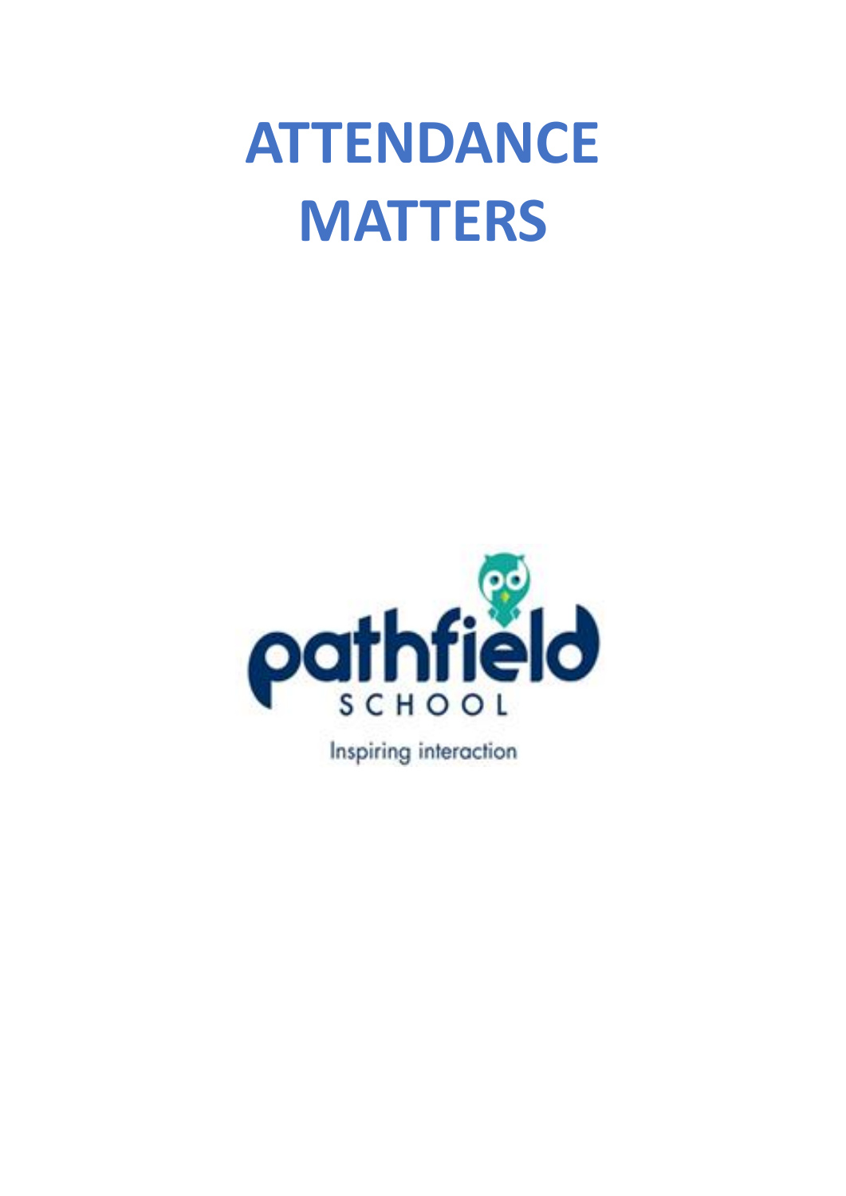# ATTENDANCE MATTERS

pathfield SCHOOL

Inspiring interaction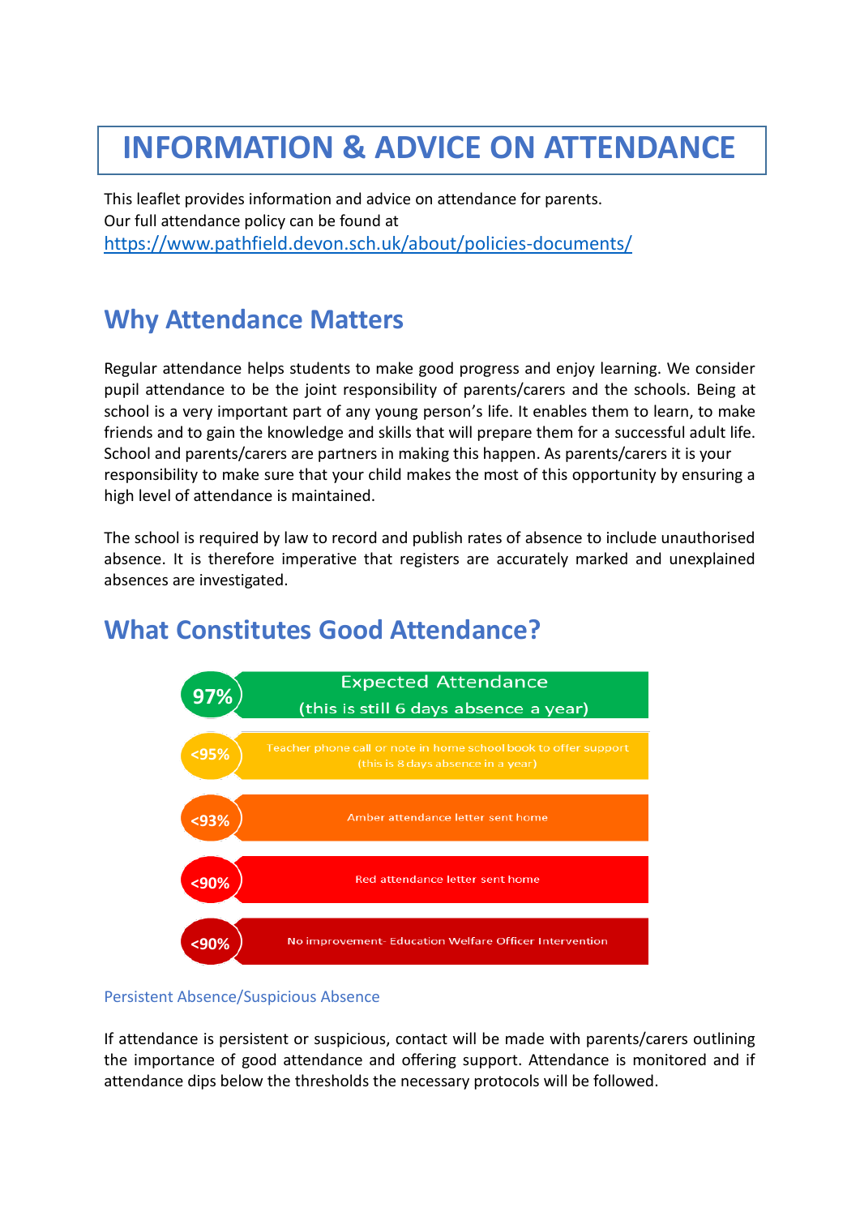# INFORMATION & ADVICE ON ATTENDANCE

This leaflet provides information and advice on attendance for parents.
Our full attendance policy can be found at
https://www.pathfield.devon.sch.uk/about/policies-documents/

## Why Attendance Matters

Regular attendance helps students to make good progress and enjoy learning. We consider pupil attendance to be the joint responsibility of parents/carers and the schools. Being at school is a very important part of any young person's life. It enables them to learn, to make friends and to gain the knowledge and skills that will prepare them for a successful adult life. School and parents/carers are partners in making this happen. As parents/carers it is your responsibility to make sure that your child makes the most of this opportunity by ensuring a high level of attendance is maintained.

The school is required by law to record and publish rates of absence to include unauthorised absence. It is therefore imperative that registers are accurately marked and unexplained absences are investigated.

## What Constitutes Good Attendance?

| Attendance | Action |
| --- | --- |
| 97% | Expected Attendance (this is still 6 days absence a year) |
| <95% | Teacher phone call or note in home school book to offer support (this is 8 days absence in a year) |
| <93% | Amber attendance letter sent home |
| <90% | Red attendance letter sent home |
| <90% | No improvement- Education Welfare Officer Intervention |

### Persistent Absence/Suspicious Absence

If attendance is persistent or suspicious, contact will be made with parents/carers outlining the importance of good attendance and offering support. Attendance is monitored and if attendance dips below the thresholds the necessary protocols will be followed.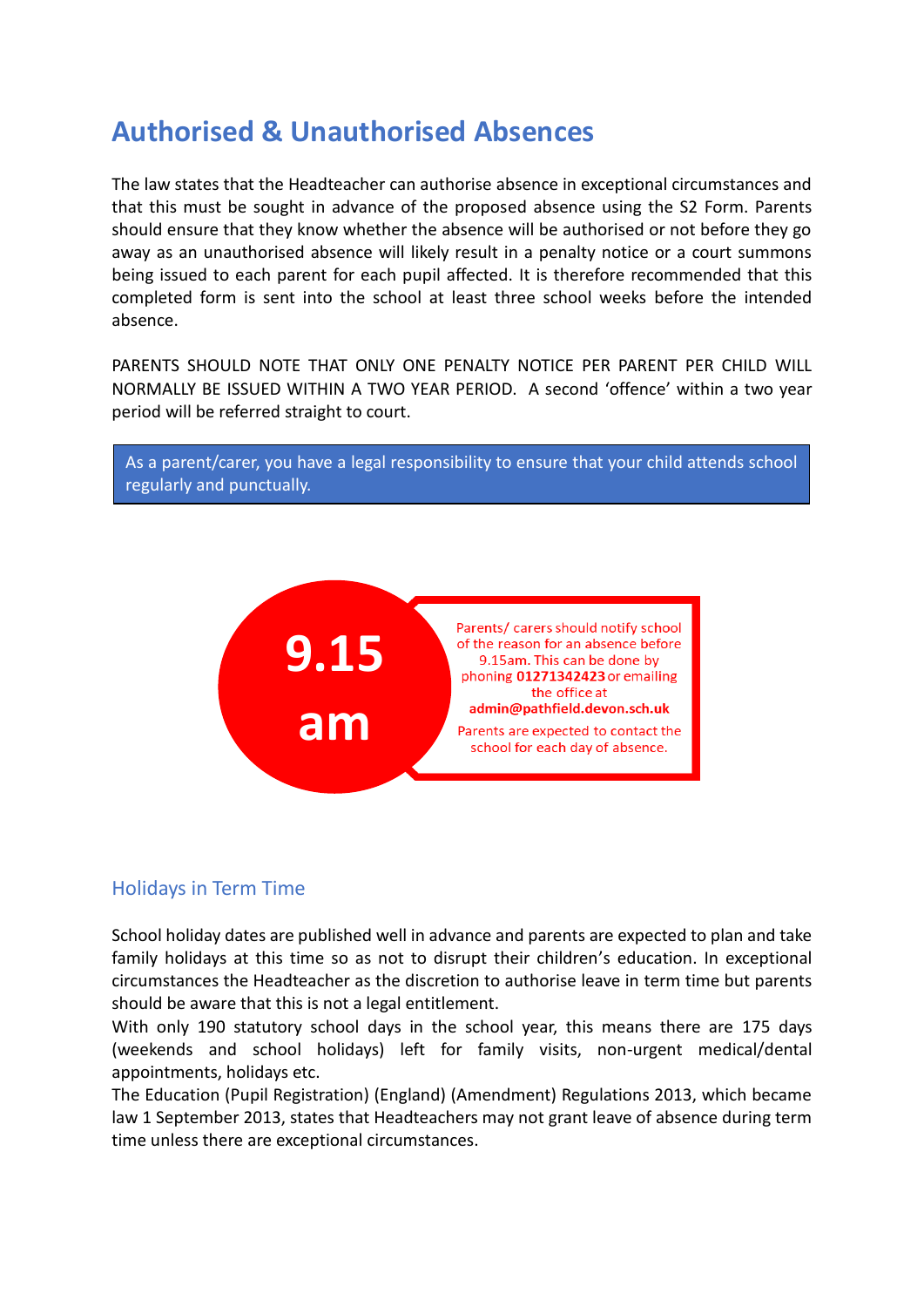# Authorised & Unauthorised Absences

The law states that the Headteacher can authorise absence in exceptional circumstances and that this must be sought in advance of the proposed absence using the S2 Form. Parents should ensure that they know whether the absence will be authorised or not before they go away as an unauthorised absence will likely result in a penalty notice or a court summons being issued to each parent for each pupil affected. It is therefore recommended that this completed form is sent into the school at least three school weeks before the intended absence.

PARENTS SHOULD NOTE THAT ONLY ONE PENALTY NOTICE PER PARENT PER CHILD WILL NORMALLY BE ISSUED WITHIN A TWO YEAR PERIOD. A second 'offence' within a two year period will be referred straight to court.

As a parent/carer, you have a legal responsibility to ensure that your child attends school regularly and punctually.

**9.15 am**

Parents/ carers should notify school of the reason for an absence before 9.15am. This can be done by phoning **01271342423** or emailing the office at **admin@pathfield.devon.sch.uk**

Parents are expected to contact the school for each day of absence.

## Holidays in Term Time

School holiday dates are published well in advance and parents are expected to plan and take family holidays at this time so as not to disrupt their children's education. In exceptional circumstances the Headteacher as the discretion to authorise leave in term time but parents should be aware that this is not a legal entitlement.

With only 190 statutory school days in the school year, this means there are 175 days (weekends and school holidays) left for family visits, non-urgent medical/dental appointments, holidays etc.

The Education (Pupil Registration) (England) (Amendment) Regulations 2013, which became law 1 September 2013, states that Headteachers may not grant leave of absence during term time unless there are exceptional circumstances.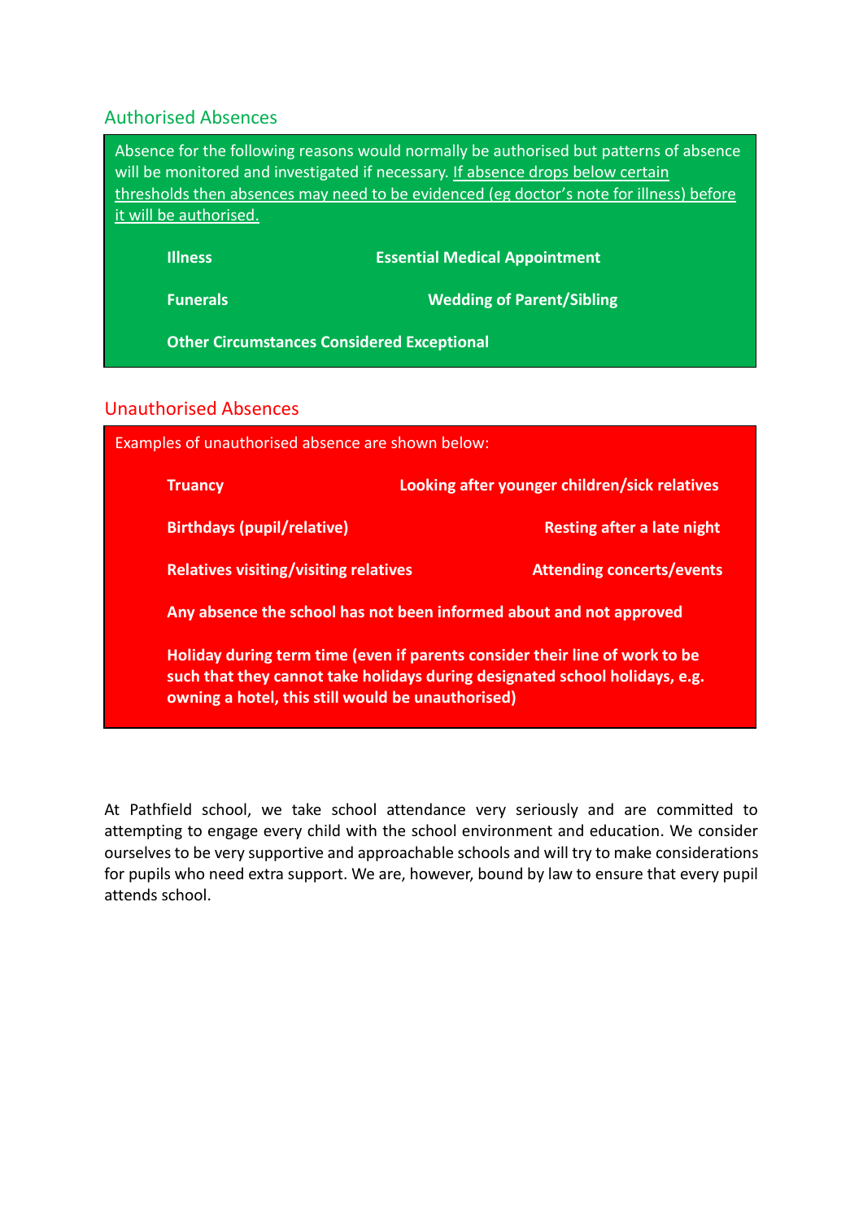## Authorised Absences

Absence for the following reasons would normally be authorised but patterns of absence will be monitored and investigated if necessary. If absence drops below certain thresholds then absences may need to be evidenced (eg doctor's note for illness) before it will be authorised.

- **Illness**
- **Essential Medical Appointment**
- **Funerals**
- **Wedding of Parent/Sibling**
- **Other Circumstances Considered Exceptional**

## Unauthorised Absences

Examples of unauthorised absence are shown below:

- **Truancy**
- **Looking after younger children/sick relatives**
- **Birthdays (pupil/relative)**
- **Resting after a late night**
- **Relatives visiting/visiting relatives**
- **Attending concerts/events**
- **Any absence the school has not been informed about and not approved**
- **Holiday during term time (even if parents consider their line of work to be such that they cannot take holidays during designated school holidays, e.g. owning a hotel, this still would be unauthorised)**

At Pathfield school, we take school attendance very seriously and are committed to attempting to engage every child with the school environment and education. We consider ourselves to be very supportive and approachable schools and will try to make considerations for pupils who need extra support. We are, however, bound by law to ensure that every pupil attends school.